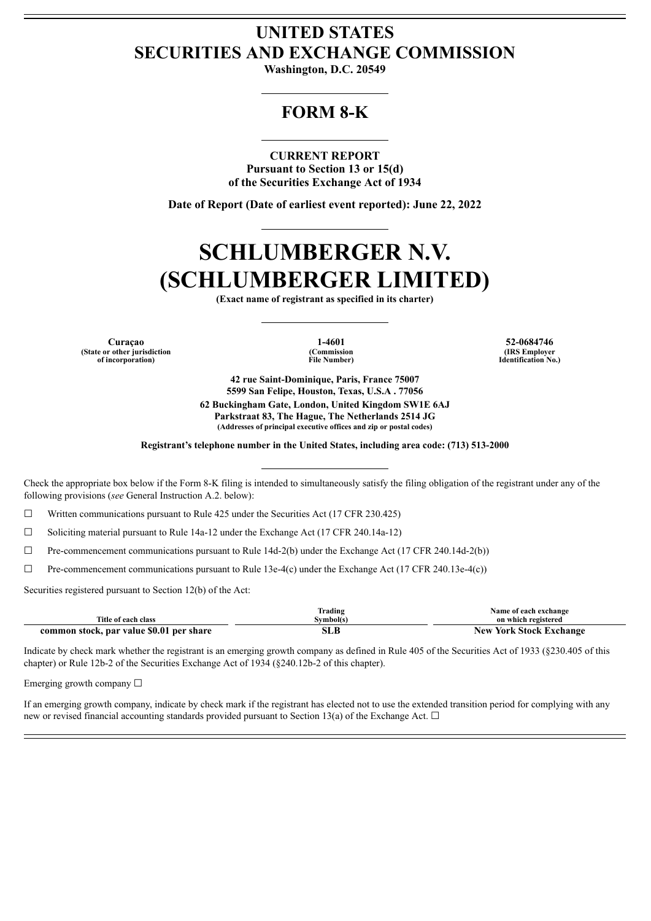# UNITED STATES
# SECURITIES AND EXCHANGE COMMISSION

**Washington, D.C. 20549**

## FORM 8-K

**CURRENT REPORT**
**Pursuant to Section 13 or 15(d)**
**of the Securities Exchange Act of 1934**

**Date of Report (Date of earliest event reported): June 22, 2022**

# SCHLUMBERGER N.V.
# (SCHLUMBERGER LIMITED)

**(Exact name of registrant as specified in its charter)**

| Curaçao | 1-4601 | 52-0684746 |
|---|---|---|
| (State or other jurisdiction of incorporation) | (Commission File Number) | (IRS Employer Identification No.) |

**42 rue Saint-Dominique, Paris, France 75007**
**5599 San Felipe, Houston, Texas, U.S.A . 77056**
**62 Buckingham Gate, London, United Kingdom SW1E 6AJ**
**Parkstraat 83, The Hague, The Netherlands 2514 JG**
**(Addresses of principal executive offices and zip or postal codes)**

**Registrant's telephone number in the United States, including area code: (713) 513-2000**

Check the appropriate box below if the Form 8-K filing is intended to simultaneously satisfy the filing obligation of the registrant under any of the following provisions (*see* General Instruction A.2. below):

☐ Written communications pursuant to Rule 425 under the Securities Act (17 CFR 230.425)

☐ Soliciting material pursuant to Rule 14a-12 under the Exchange Act (17 CFR 240.14a-12)

☐ Pre-commencement communications pursuant to Rule 14d-2(b) under the Exchange Act (17 CFR 240.14d-2(b))

☐ Pre-commencement communications pursuant to Rule 13e-4(c) under the Exchange Act (17 CFR 240.13e-4(c))

Securities registered pursuant to Section 12(b) of the Act:

| Title of each class | Trading Symbol(s) | Name of each exchange on which registered |
|---|---|---|
| **common stock, par value $0.01 per share** | **SLB** | **New York Stock Exchange** |

Indicate by check mark whether the registrant is an emerging growth company as defined in Rule 405 of the Securities Act of 1933 (§230.405 of this chapter) or Rule 12b-2 of the Securities Exchange Act of 1934 (§240.12b-2 of this chapter).

Emerging growth company ☐

If an emerging growth company, indicate by check mark if the registrant has elected not to use the extended transition period for complying with any new or revised financial accounting standards provided pursuant to Section 13(a) of the Exchange Act. ☐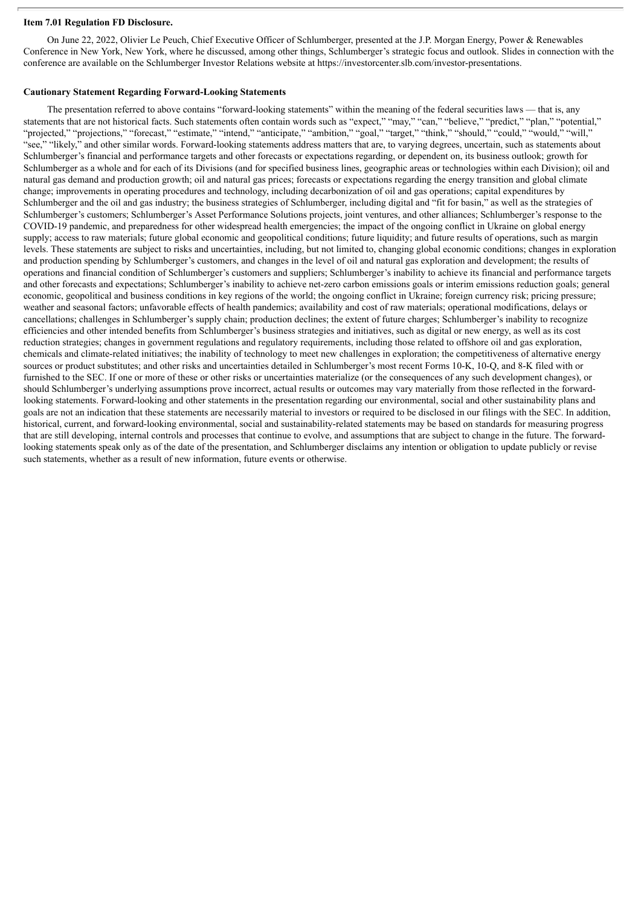**Item 7.01 Regulation FD Disclosure.**

On June 22, 2022, Olivier Le Peuch, Chief Executive Officer of Schlumberger, presented at the J.P. Morgan Energy, Power & Renewables Conference in New York, New York, where he discussed, among other things, Schlumberger's strategic focus and outlook. Slides in connection with the conference are available on the Schlumberger Investor Relations website at https://investorcenter.slb.com/investor-presentations.

**Cautionary Statement Regarding Forward-Looking Statements**

The presentation referred to above contains "forward-looking statements" within the meaning of the federal securities laws — that is, any statements that are not historical facts. Such statements often contain words such as "expect," "may," "can," "believe," "predict," "plan," "potential," "projected," "projections," "forecast," "estimate," "intend," "anticipate," "ambition," "goal," "target," "think," "should," "could," "would," "will," "see," "likely," and other similar words. Forward-looking statements address matters that are, to varying degrees, uncertain, such as statements about Schlumberger's financial and performance targets and other forecasts or expectations regarding, or dependent on, its business outlook; growth for Schlumberger as a whole and for each of its Divisions (and for specified business lines, geographic areas or technologies within each Division); oil and natural gas demand and production growth; oil and natural gas prices; forecasts or expectations regarding the energy transition and global climate change; improvements in operating procedures and technology, including decarbonization of oil and gas operations; capital expenditures by Schlumberger and the oil and gas industry; the business strategies of Schlumberger, including digital and "fit for basin," as well as the strategies of Schlumberger's customers; Schlumberger's Asset Performance Solutions projects, joint ventures, and other alliances; Schlumberger's response to the COVID-19 pandemic, and preparedness for other widespread health emergencies; the impact of the ongoing conflict in Ukraine on global energy supply; access to raw materials; future global economic and geopolitical conditions; future liquidity; and future results of operations, such as margin levels. These statements are subject to risks and uncertainties, including, but not limited to, changing global economic conditions; changes in exploration and production spending by Schlumberger's customers, and changes in the level of oil and natural gas exploration and development; the results of operations and financial condition of Schlumberger's customers and suppliers; Schlumberger's inability to achieve its financial and performance targets and other forecasts and expectations; Schlumberger's inability to achieve net-zero carbon emissions goals or interim emissions reduction goals; general economic, geopolitical and business conditions in key regions of the world; the ongoing conflict in Ukraine; foreign currency risk; pricing pressure; weather and seasonal factors; unfavorable effects of health pandemics; availability and cost of raw materials; operational modifications, delays or cancellations; challenges in Schlumberger's supply chain; production declines; the extent of future charges; Schlumberger's inability to recognize efficiencies and other intended benefits from Schlumberger's business strategies and initiatives, such as digital or new energy, as well as its cost reduction strategies; changes in government regulations and regulatory requirements, including those related to offshore oil and gas exploration, chemicals and climate-related initiatives; the inability of technology to meet new challenges in exploration; the competitiveness of alternative energy sources or product substitutes; and other risks and uncertainties detailed in Schlumberger's most recent Forms 10-K, 10-Q, and 8-K filed with or furnished to the SEC. If one or more of these or other risks or uncertainties materialize (or the consequences of any such development changes), or should Schlumberger's underlying assumptions prove incorrect, actual results or outcomes may vary materially from those reflected in the forward-looking statements. Forward-looking and other statements in the presentation regarding our environmental, social and other sustainability plans and goals are not an indication that these statements are necessarily material to investors or required to be disclosed in our filings with the SEC. In addition, historical, current, and forward-looking environmental, social and sustainability-related statements may be based on standards for measuring progress that are still developing, internal controls and processes that continue to evolve, and assumptions that are subject to change in the future. The forward-looking statements speak only as of the date of the presentation, and Schlumberger disclaims any intention or obligation to update publicly or revise such statements, whether as a result of new information, future events or otherwise.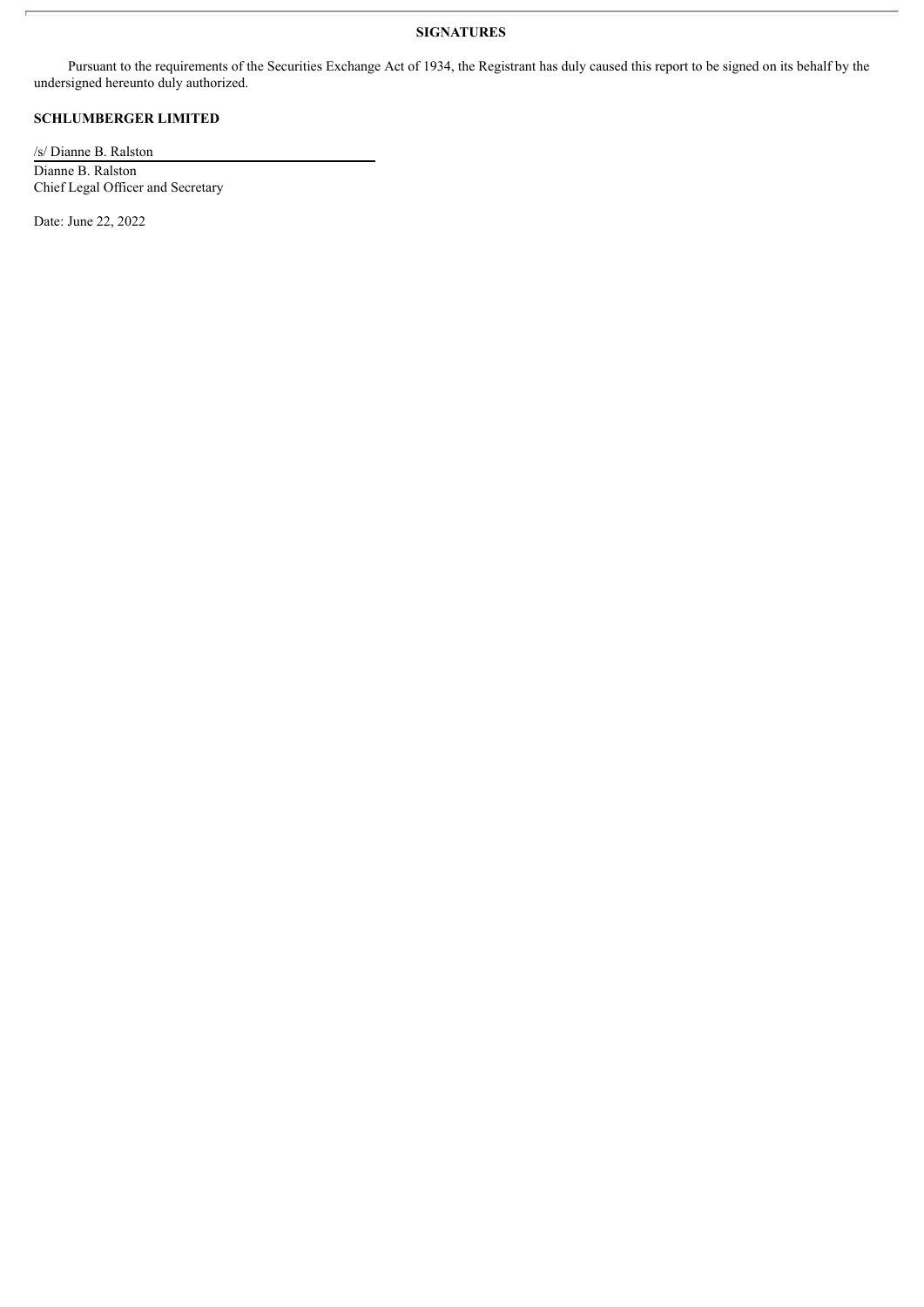**SIGNATURES**

Pursuant to the requirements of the Securities Exchange Act of 1934, the Registrant has duly caused this report to be signed on its behalf by the undersigned hereunto duly authorized.

**SCHLUMBERGER LIMITED**

/s/ Dianne B. Ralston

Dianne B. Ralston
Chief Legal Officer and Secretary

Date: June 22, 2022